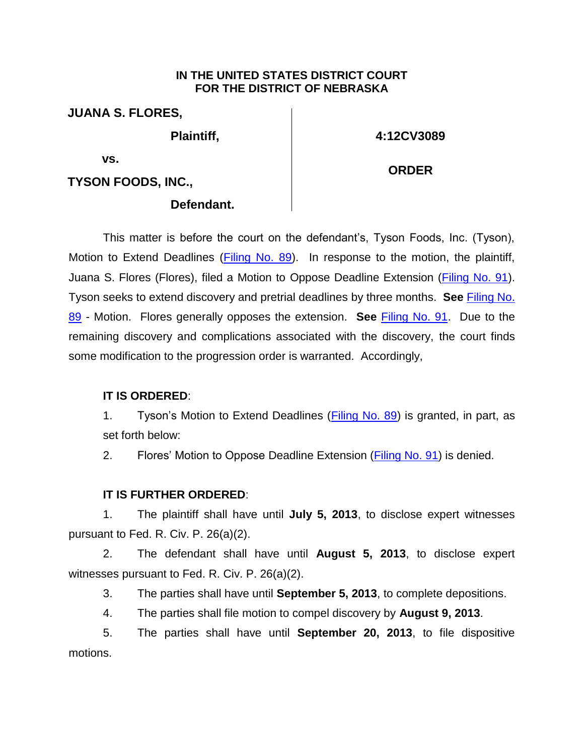**IN THE UNITED STATES DISTRICT COURT**
**FOR THE DISTRICT OF NEBRASKA**

| | |
|---|---|
| **JUANA S. FLORES,** | |
| **Plaintiff,** | **4:12CV3089** |
| **vs.** | **ORDER** |
| **TYSON FOODS, INC.,** | |
| **Defendant.** | |

This matter is before the court on the defendant's, Tyson Foods, Inc. (Tyson), Motion to Extend Deadlines (Filing No. 89). In response to the motion, the plaintiff, Juana S. Flores (Flores), filed a Motion to Oppose Deadline Extension (Filing No. 91). Tyson seeks to extend discovery and pretrial deadlines by three months. **See** Filing No. 89 - Motion. Flores generally opposes the extension. **See** Filing No. 91. Due to the remaining discovery and complications associated with the discovery, the court finds some modification to the progression order is warranted. Accordingly,

**IT IS ORDERED**:

1. Tyson's Motion to Extend Deadlines (Filing No. 89) is granted, in part, as set forth below:
2. Flores' Motion to Oppose Deadline Extension (Filing No. 91) is denied.

**IT IS FURTHER ORDERED**:

1. The plaintiff shall have until **July 5, 2013**, to disclose expert witnesses pursuant to Fed. R. Civ. P. 26(a)(2).
2. The defendant shall have until **August 5, 2013**, to disclose expert witnesses pursuant to Fed. R. Civ. P. 26(a)(2).
3. The parties shall have until **September 5, 2013**, to complete depositions.
4. The parties shall file motion to compel discovery by **August 9, 2013**.
5. The parties shall have until **September 20, 2013**, to file dispositive motions.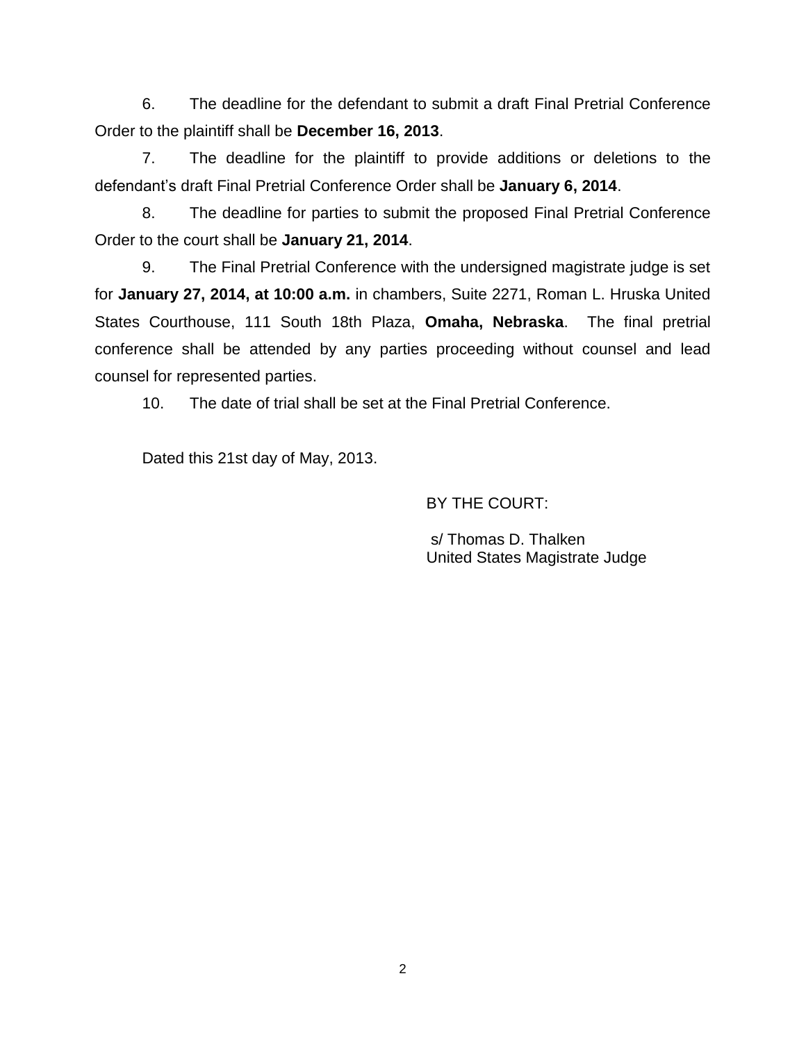6. The deadline for the defendant to submit a draft Final Pretrial Conference Order to the plaintiff shall be **December 16, 2013**.

7. The deadline for the plaintiff to provide additions or deletions to the defendant's draft Final Pretrial Conference Order shall be **January 6, 2014**.

8. The deadline for parties to submit the proposed Final Pretrial Conference Order to the court shall be **January 21, 2014**.

9. The Final Pretrial Conference with the undersigned magistrate judge is set for **January 27, 2014, at 10:00 a.m.** in chambers, Suite 2271, Roman L. Hruska United States Courthouse, 111 South 18th Plaza, **Omaha, Nebraska**. The final pretrial conference shall be attended by any parties proceeding without counsel and lead counsel for represented parties.

10. The date of trial shall be set at the Final Pretrial Conference.

Dated this 21st day of May, 2013.

BY THE COURT:

s/ Thomas D. Thalken
United States Magistrate Judge